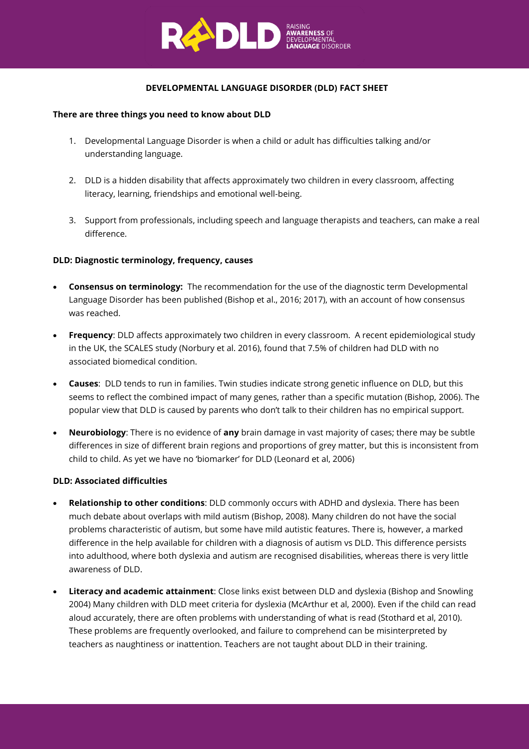# DEVELOPMENTAL LANGUAGE DISORDER (DLD) FACT SHEET

**There are three things you need to know about DLD**

1. Developmental Language Disorder is when a child or adult has difficulties talking and/or understanding language.
2. DLD is a hidden disability that affects approximately two children in every classroom, affecting literacy, learning, friendships and emotional well-being.
3. Support from professionals, including speech and language therapists and teachers, can make a real difference.

**DLD: Diagnostic terminology, frequency, causes**

- **Consensus on terminology:** The recommendation for the use of the diagnostic term Developmental Language Disorder has been published (Bishop et al., 2016; 2017), with an account of how consensus was reached.
- **Frequency**: DLD affects approximately two children in every classroom. A recent epidemiological study in the UK, the SCALES study (Norbury et al. 2016), found that 7.5% of children had DLD with no associated biomedical condition.
- **Causes**: DLD tends to run in families. Twin studies indicate strong genetic influence on DLD, but this seems to reflect the combined impact of many genes, rather than a specific mutation (Bishop, 2006). The popular view that DLD is caused by parents who don't talk to their children has no empirical support.
- **Neurobiology**: There is no evidence of **any** brain damage in vast majority of cases; there may be subtle differences in size of different brain regions and proportions of grey matter, but this is inconsistent from child to child. As yet we have no 'biomarker' for DLD (Leonard et al, 2006)

**DLD: Associated difficulties**

- **Relationship to other conditions**: DLD commonly occurs with ADHD and dyslexia. There has been much debate about overlaps with mild autism (Bishop, 2008). Many children do not have the social problems characteristic of autism, but some have mild autistic features. There is, however, a marked difference in the help available for children with a diagnosis of autism vs DLD. This difference persists into adulthood, where both dyslexia and autism are recognised disabilities, whereas there is very little awareness of DLD.
- **Literacy and academic attainment**: Close links exist between DLD and dyslexia (Bishop and Snowling 2004) Many children with DLD meet criteria for dyslexia (McArthur et al, 2000). Even if the child can read aloud accurately, there are often problems with understanding of what is read (Stothard et al, 2010). These problems are frequently overlooked, and failure to comprehend can be misinterpreted by teachers as naughtiness or inattention. Teachers are not taught about DLD in their training.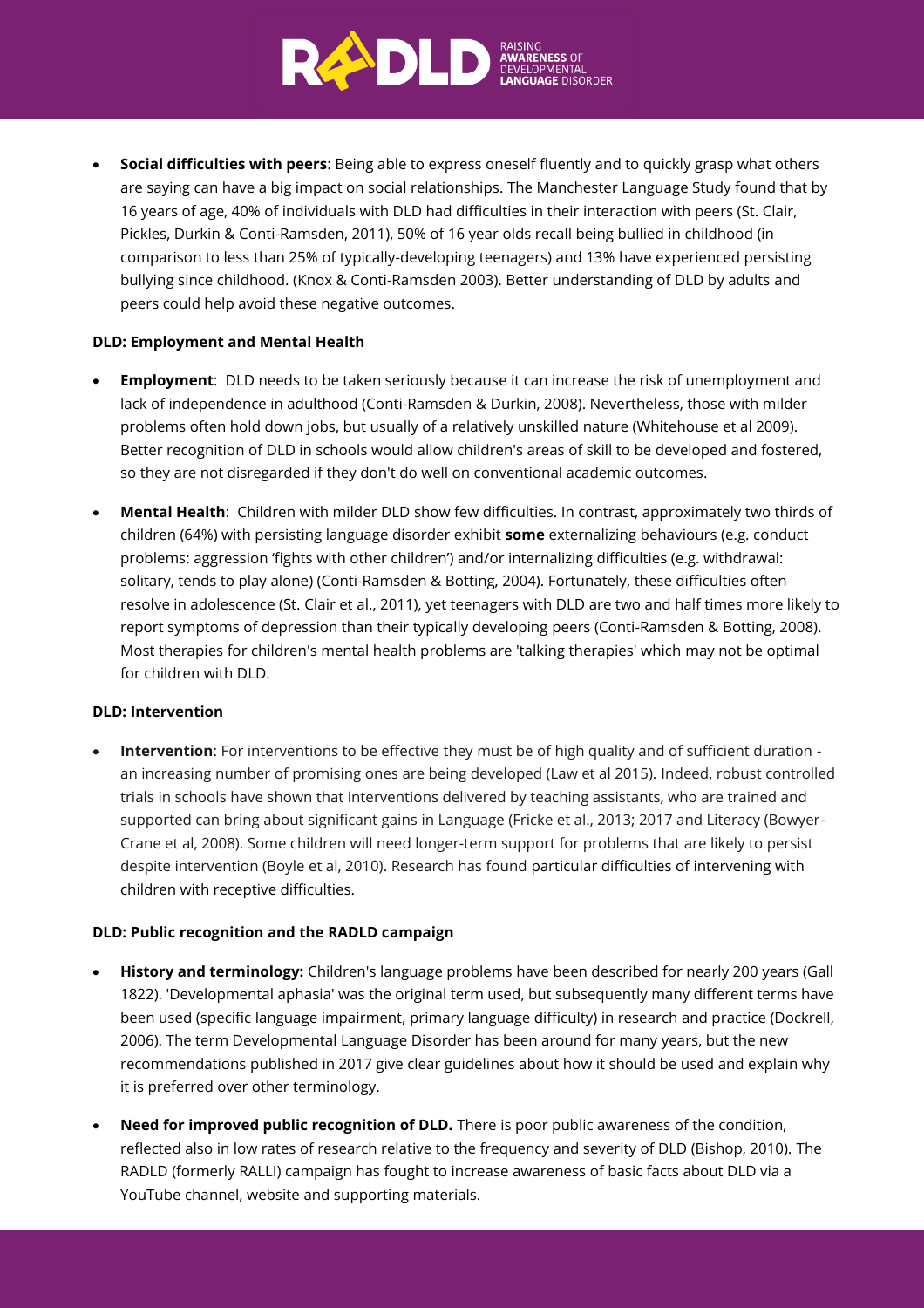- **Social difficulties with peers**: Being able to express oneself fluently and to quickly grasp what others are saying can have a big impact on social relationships. The Manchester Language Study found that by 16 years of age, 40% of individuals with DLD had difficulties in their interaction with peers (St. Clair, Pickles, Durkin & Conti-Ramsden, 2011), 50% of 16 year olds recall being bullied in childhood (in comparison to less than 25% of typically-developing teenagers) and 13% have experienced persisting bullying since childhood. (Knox & Conti-Ramsden 2003). Better understanding of DLD by adults and peers could help avoid these negative outcomes.

**DLD: Employment and Mental Health**

- **Employment**: DLD needs to be taken seriously because it can increase the risk of unemployment and lack of independence in adulthood (Conti-Ramsden & Durkin, 2008). Nevertheless, those with milder problems often hold down jobs, but usually of a relatively unskilled nature (Whitehouse et al 2009). Better recognition of DLD in schools would allow children's areas of skill to be developed and fostered, so they are not disregarded if they don't do well on conventional academic outcomes.

- **Mental Health**: Children with milder DLD show few difficulties. In contrast, approximately two thirds of children (64%) with persisting language disorder exhibit **some** externalizing behaviours (e.g. conduct problems: aggression 'fights with other children') and/or internalizing difficulties (e.g. withdrawal: solitary, tends to play alone) (Conti-Ramsden & Botting, 2004). Fortunately, these difficulties often resolve in adolescence (St. Clair et al., 2011), yet teenagers with DLD are two and half times more likely to report symptoms of depression than their typically developing peers (Conti-Ramsden & Botting, 2008). Most therapies for children's mental health problems are 'talking therapies' which may not be optimal for children with DLD.

**DLD: Intervention**

- **Intervention**: For interventions to be effective they must be of high quality and of sufficient duration - an increasing number of promising ones are being developed (Law et al 2015). Indeed, robust controlled trials in schools have shown that interventions delivered by teaching assistants, who are trained and supported can bring about significant gains in Language (Fricke et al., 2013; 2017 and Literacy (Bowyer-Crane et al, 2008). Some children will need longer-term support for problems that are likely to persist despite intervention (Boyle et al, 2010). Research has found particular difficulties of intervening with children with receptive difficulties.

**DLD: Public recognition and the RADLD campaign**

- **History and terminology:** Children's language problems have been described for nearly 200 years (Gall 1822). 'Developmental aphasia' was the original term used, but subsequently many different terms have been used (specific language impairment, primary language difficulty) in research and practice (Dockrell, 2006). The term Developmental Language Disorder has been around for many years, but the new recommendations published in 2017 give clear guidelines about how it should be used and explain why it is preferred over other terminology.

- **Need for improved public recognition of DLD.** There is poor public awareness of the condition, reflected also in low rates of research relative to the frequency and severity of DLD (Bishop, 2010). The RADLD (formerly RALLI) campaign has fought to increase awareness of basic facts about DLD via a YouTube channel, website and supporting materials.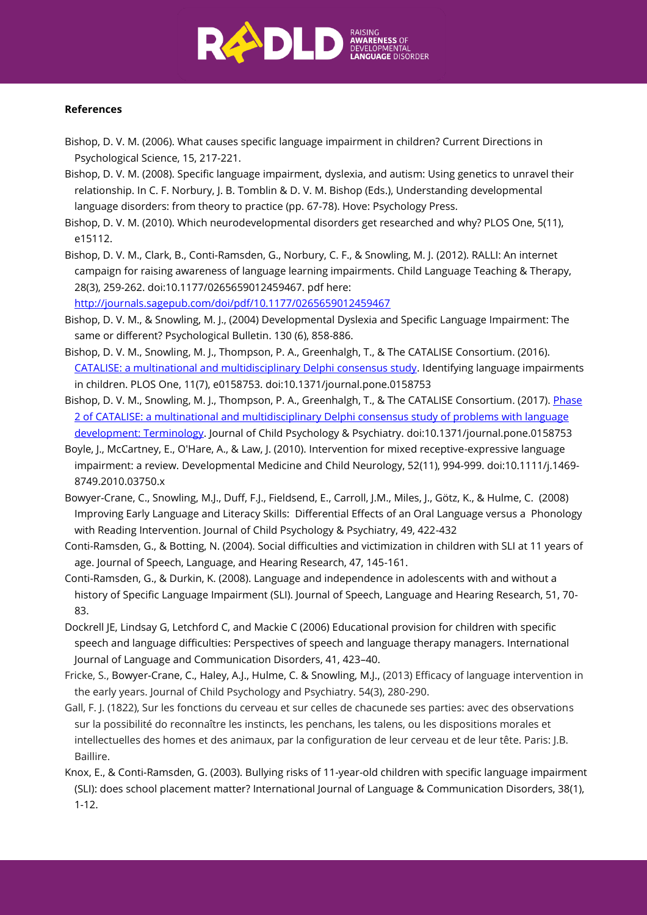**References**

Bishop, D. V. M. (2006). What causes specific language impairment in children? Current Directions in Psychological Science, 15, 217-221.

Bishop, D. V. M. (2008). Specific language impairment, dyslexia, and autism: Using genetics to unravel their relationship. In C. F. Norbury, J. B. Tomblin & D. V. M. Bishop (Eds.), Understanding developmental language disorders: from theory to practice (pp. 67-78). Hove: Psychology Press.

Bishop, D. V. M. (2010). Which neurodevelopmental disorders get researched and why? PLOS One, 5(11), e15112.

Bishop, D. V. M., Clark, B., Conti-Ramsden, G., Norbury, C. F., & Snowling, M. J. (2012). RALLI: An internet campaign for raising awareness of language learning impairments. Child Language Teaching & Therapy, 28(3), 259-262. doi:10.1177/0265659012459467. pdf here: [http://journals.sagepub.com/doi/pdf/10.1177/0265659012459467](http://journals.sagepub.com/doi/pdf/10.1177/0265659012459467)

Bishop, D. V. M., & Snowling, M. J., (2004) Developmental Dyslexia and Specific Language Impairment: The same or different? Psychological Bulletin. 130 (6), 858-886.

Bishop, D. V. M., Snowling, M. J., Thompson, P. A., Greenhalgh, T., & The CATALISE Consortium. (2016). [CATALISE: a multinational and multidisciplinary Delphi consensus study](#). Identifying language impairments in children. PLOS One, 11(7), e0158753. doi:10.1371/journal.pone.0158753

Bishop, D. V. M., Snowling, M. J., Thompson, P. A., Greenhalgh, T., & The CATALISE Consortium. (2017). [Phase 2 of CATALISE: a multinational and multidisciplinary Delphi consensus study of problems with language development: Terminology](#). Journal of Child Psychology & Psychiatry. doi:10.1371/journal.pone.0158753

Boyle, J., McCartney, E., O'Hare, A., & Law, J. (2010). Intervention for mixed receptive-expressive language impairment: a review. Developmental Medicine and Child Neurology, 52(11), 994-999. doi:10.1111/j.1469-8749.2010.03750.x

Bowyer-Crane, C., Snowling, M.J., Duff, F.J., Fieldsend, E., Carroll, J.M., Miles, J., Götz, K., & Hulme, C. (2008) Improving Early Language and Literacy Skills: Differential Effects of an Oral Language versus a Phonology with Reading Intervention. Journal of Child Psychology & Psychiatry, 49, 422-432

Conti-Ramsden, G., & Botting, N. (2004). Social difficulties and victimization in children with SLI at 11 years of age. Journal of Speech, Language, and Hearing Research, 47, 145-161.

Conti-Ramsden, G., & Durkin, K. (2008). Language and independence in adolescents with and without a history of Specific Language Impairment (SLI). Journal of Speech, Language and Hearing Research, 51, 70-83.

Dockrell JE, Lindsay G, Letchford C, and Mackie C (2006) Educational provision for children with specific speech and language difficulties: Perspectives of speech and language therapy managers. International Journal of Language and Communication Disorders, 41, 423–40.

Fricke, S., Bowyer-Crane, C., Haley, A.J., Hulme, C. & Snowling, M.J., (2013) Efficacy of language intervention in the early years. Journal of Child Psychology and Psychiatry. 54(3), 280-290.

Gall, F. J. (1822), Sur les fonctions du cerveau et sur celles de chacunede ses parties: avec des observations sur la possibilité do reconnaître les instincts, les penchans, les talens, ou les dispositions morales et intellectuelles des homes et des animaux, par la configuration de leur cerveau et de leur tête. Paris: J.B. Baillire.

Knox, E., & Conti-Ramsden, G. (2003). Bullying risks of 11-year-old children with specific language impairment (SLI): does school placement matter? International Journal of Language & Communication Disorders, 38(1), 1-12.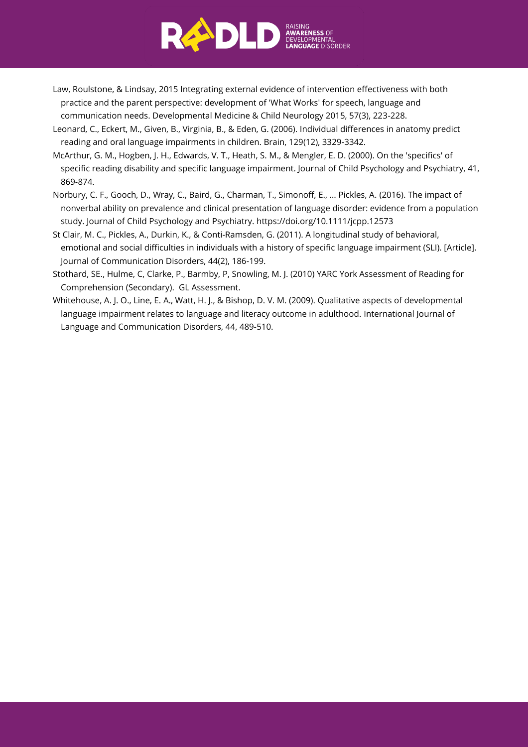Law, Roulstone, & Lindsay, 2015 Integrating external evidence of intervention effectiveness with both practice and the parent perspective: development of 'What Works' for speech, language and communication needs. Developmental Medicine & Child Neurology 2015, 57(3), 223-228.

Leonard, C., Eckert, M., Given, B., Virginia, B., & Eden, G. (2006). Individual differences in anatomy predict reading and oral language impairments in children. Brain, 129(12), 3329-3342.

McArthur, G. M., Hogben, J. H., Edwards, V. T., Heath, S. M., & Mengler, E. D. (2000). On the 'specifics' of specific reading disability and specific language impairment. Journal of Child Psychology and Psychiatry, 41, 869-874.

Norbury, C. F., Gooch, D., Wray, C., Baird, G., Charman, T., Simonoff, E., ... Pickles, A. (2016). The impact of nonverbal ability on prevalence and clinical presentation of language disorder: evidence from a population study. Journal of Child Psychology and Psychiatry. https://doi.org/10.1111/jcpp.12573

St Clair, M. C., Pickles, A., Durkin, K., & Conti-Ramsden, G. (2011). A longitudinal study of behavioral, emotional and social difficulties in individuals with a history of specific language impairment (SLI). [Article]. Journal of Communication Disorders, 44(2), 186-199.

Stothard, SE., Hulme, C, Clarke, P., Barmby, P, Snowling, M. J. (2010) YARC York Assessment of Reading for Comprehension (Secondary). GL Assessment.

Whitehouse, A. J. O., Line, E. A., Watt, H. J., & Bishop, D. V. M. (2009). Qualitative aspects of developmental language impairment relates to language and literacy outcome in adulthood. International Journal of Language and Communication Disorders, 44, 489-510.